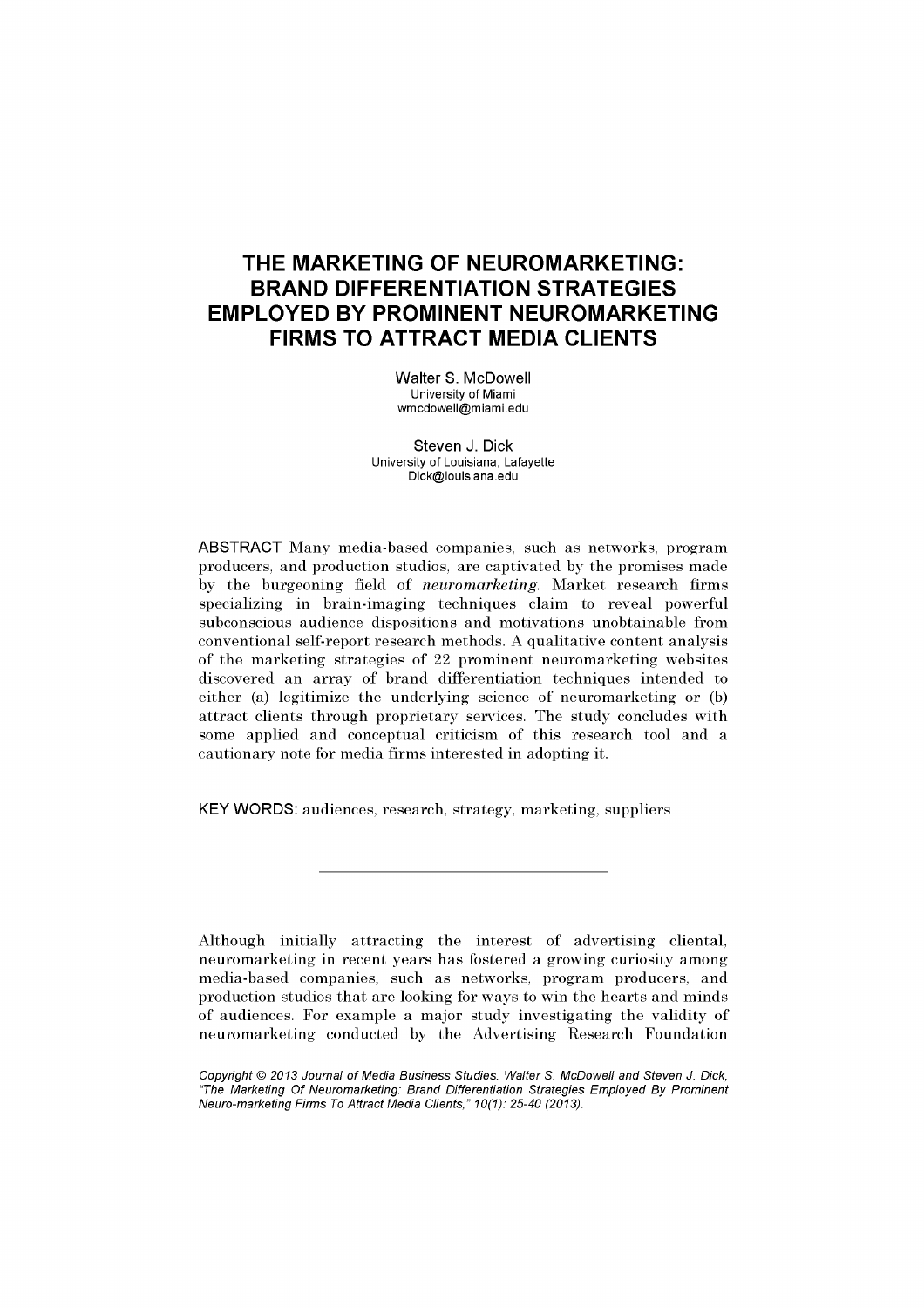# THE MARKETING OF NEUROMARKETING: BRAND DIFFERENTIATION STRATEGIES EMPLOYED BY PROMINENT NEUROMARKETING FIRMS TO ATTRACT MEDIA CLIENTS

Walter S. McDowell
University of Miami
wmcdowell@miami.edu

Steven J. Dick
University of Louisiana, Lafayette
Dick@louisiana.edu

**ABSTRACT** Many media-based companies, such as networks, program producers, and production studios, are captivated by the promises made by the burgeoning field of *neuromarketing*. Market research firms specializing in brain-imaging techniques claim to reveal powerful subconscious audience dispositions and motivations unobtainable from conventional self-report research methods. A qualitative content analysis of the marketing strategies of 22 prominent neuromarketing websites discovered an array of brand differentiation techniques intended to either (a) legitimize the underlying science of neuromarketing or (b) attract clients through proprietary services. The study concludes with some applied and conceptual criticism of this research tool and a cautionary note for media firms interested in adopting it.

**KEY WORDS:** audiences, research, strategy, marketing, suppliers

---

Although initially attracting the interest of advertising cliental, neuromarketing in recent years has fostered a growing curiosity among media-based companies, such as networks, program producers, and production studios that are looking for ways to win the hearts and minds of audiences. For example a major study investigating the validity of neuromarketing conducted by the Advertising Research Foundation

*Copyright © 2013 Journal of Media Business Studies. Walter S. McDowell and Steven J. Dick, "The Marketing Of Neuromarketing: Brand Differentiation Strategies Employed By Prominent Neuro-marketing Firms To Attract Media Clients," 10(1): 25-40 (2013).*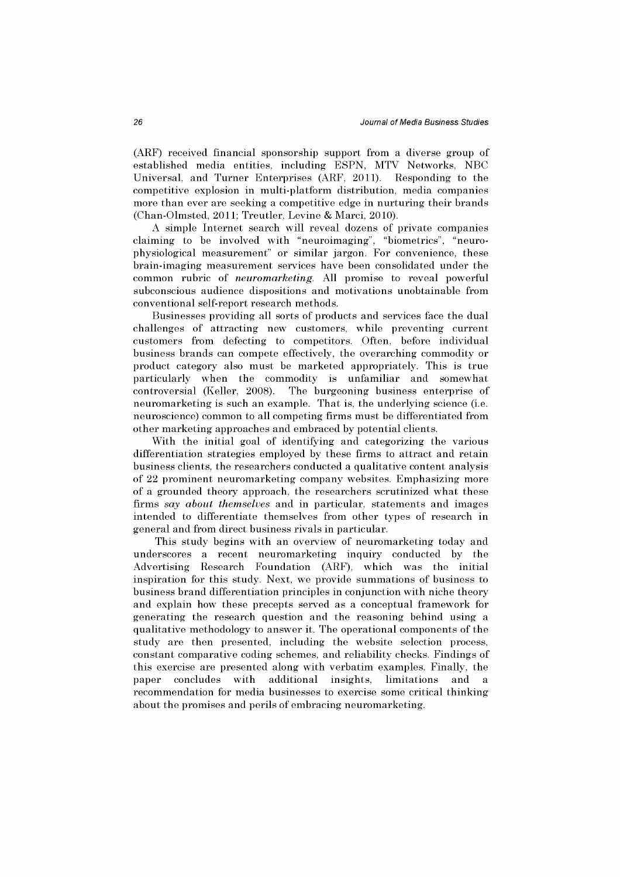(ARF) received financial sponsorship support from a diverse group of established media entities, including ESPN, MTV Networks, NBC Universal, and Turner Enterprises (ARF, 2011). Responding to the competitive explosion in multi-platform distribution, media companies more than ever are seeking a competitive edge in nurturing their brands (Chan-Olmsted, 2011; Treutler, Levine & Marci, 2010).

A simple Internet search will reveal dozens of private companies claiming to be involved with "neuroimaging", "biometrics", "neuro-physiological measurement" or similar jargon. For convenience, these brain-imaging measurement services have been consolidated under the common rubric of *neuromarketing*. All promise to reveal powerful subconscious audience dispositions and motivations unobtainable from conventional self-report research methods.

Businesses providing all sorts of products and services face the dual challenges of attracting new customers, while preventing current customers from defecting to competitors. Often, before individual business brands can compete effectively, the overarching commodity or product category also must be marketed appropriately. This is true particularly when the commodity is unfamiliar and somewhat controversial (Keller, 2008). The burgeoning business enterprise of neuromarketing is such an example. That is, the underlying science (i.e. neuroscience) common to all competing firms must be differentiated from other marketing approaches and embraced by potential clients.

With the initial goal of identifying and categorizing the various differentiation strategies employed by these firms to attract and retain business clients, the researchers conducted a qualitative content analysis of 22 prominent neuromarketing company websites. Emphasizing more of a grounded theory approach, the researchers scrutinized what these firms *say about themselves* and in particular, statements and images intended to differentiate themselves from other types of research in general and from direct business rivals in particular.

This study begins with an overview of neuromarketing today and underscores a recent neuromarketing inquiry conducted by the Advertising Research Foundation (ARF), which was the initial inspiration for this study. Next, we provide summations of business to business brand differentiation principles in conjunction with niche theory and explain how these precepts served as a conceptual framework for generating the research question and the reasoning behind using a qualitative methodology to answer it. The operational components of the study are then presented, including the website selection process, constant comparative coding schemes, and reliability checks. Findings of this exercise are presented along with verbatim examples. Finally, the paper concludes with additional insights, limitations and a recommendation for media businesses to exercise some critical thinking about the promises and perils of embracing neuromarketing.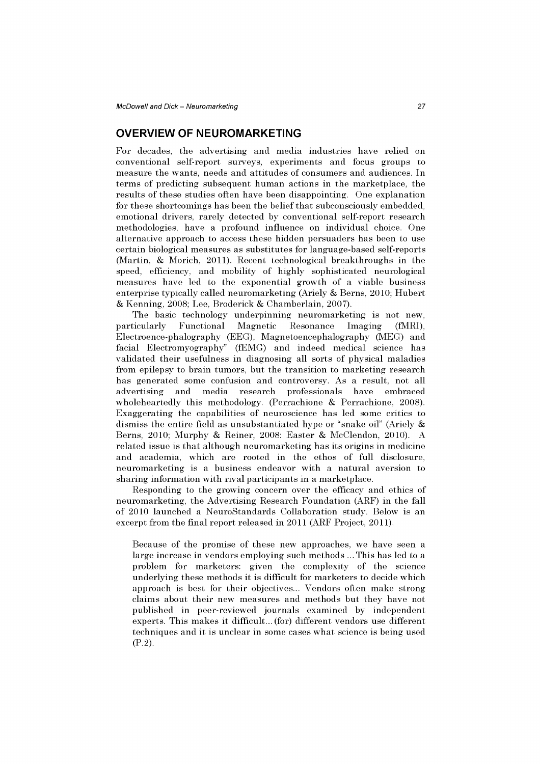## OVERVIEW OF NEUROMARKETING

For decades, the advertising and media industries have relied on conventional self-report surveys, experiments and focus groups to measure the wants, needs and attitudes of consumers and audiences. In terms of predicting subsequent human actions in the marketplace, the results of these studies often have been disappointing. One explanation for these shortcomings has been the belief that subconsciously embedded, emotional drivers, rarely detected by conventional self-report research methodologies, have a profound influence on individual choice. One alternative approach to access these hidden persuaders has been to use certain biological measures as substitutes for language-based self-reports (Martin, & Morich, 2011). Recent technological breakthroughs in the speed, efficiency, and mobility of highly sophisticated neurological measures have led to the exponential growth of a viable business enterprise typically called neuromarketing (Ariely & Berns, 2010; Hubert & Kenning, 2008; Lee, Broderick & Chamberlain, 2007).

The basic technology underpinning neuromarketing is not new, particularly Functional Magnetic Resonance Imaging (fMRI), Electroence-phalography (EEG), Magnetoencephalography (MEG) and facial Electromyography" (fEMG) and indeed medical science has validated their usefulness in diagnosing all sorts of physical maladies from epilepsy to brain tumors, but the transition to marketing research has generated some confusion and controversy. As a result, not all advertising and media research professionals have embraced wholeheartedly this methodology. (Perrachione & Perrachione, 2008). Exaggerating the capabilities of neuroscience has led some critics to dismiss the entire field as unsubstantiated hype or "snake oil" (Ariely & Berns, 2010; Murphy & Reiner, 2008: Easter & McClendon, 2010). A related issue is that although neuromarketing has its origins in medicine and academia, which are rooted in the ethos of full disclosure, neuromarketing is a business endeavor with a natural aversion to sharing information with rival participants in a marketplace.

Responding to the growing concern over the efficacy and ethics of neuromarketing, the Advertising Research Foundation (ARF) in the fall of 2010 launched a NeuroStandards Collaboration study. Below is an excerpt from the final report released in 2011 (ARF Project, 2011).

> Because of the promise of these new approaches, we have seen a large increase in vendors employing such methods ... This has led to a problem for marketers: given the complexity of the science underlying these methods it is difficult for marketers to decide which approach is best for their objectives... Vendors often make strong claims about their new measures and methods but they have not published in peer-reviewed journals examined by independent experts. This makes it difficult... (for) different vendors use different techniques and it is unclear in some cases what science is being used (P.2).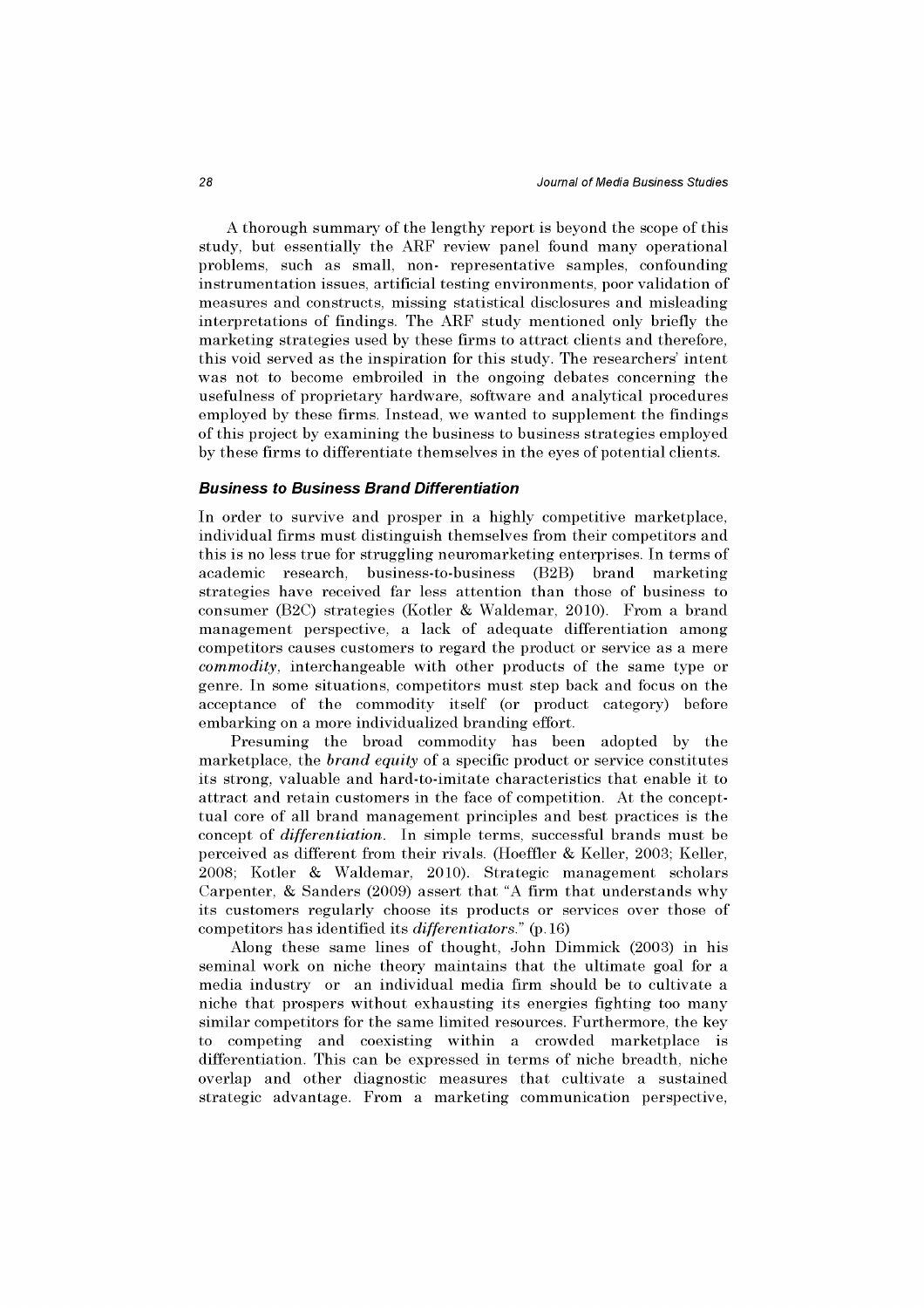A thorough summary of the lengthy report is beyond the scope of this study, but essentially the ARF review panel found many operational problems, such as small, non- representative samples, confounding instrumentation issues, artificial testing environments, poor validation of measures and constructs, missing statistical disclosures and misleading interpretations of findings. The ARF study mentioned only briefly the marketing strategies used by these firms to attract clients and therefore, this void served as the inspiration for this study. The researchers' intent was not to become embroiled in the ongoing debates concerning the usefulness of proprietary hardware, software and analytical procedures employed by these firms. Instead, we wanted to supplement the findings of this project by examining the business to business strategies employed by these firms to differentiate themselves in the eyes of potential clients.

### Business to Business Brand Differentiation

In order to survive and prosper in a highly competitive marketplace, individual firms must distinguish themselves from their competitors and this is no less true for struggling neuromarketing enterprises. In terms of academic research, business-to-business (B2B) brand marketing strategies have received far less attention than those of business to consumer (B2C) strategies (Kotler & Waldemar, 2010). From a brand management perspective, a lack of adequate differentiation among competitors causes customers to regard the product or service as a mere *commodity*, interchangeable with other products of the same type or genre. In some situations, competitors must step back and focus on the acceptance of the commodity itself (or product category) before embarking on a more individualized branding effort.

Presuming the broad commodity has been adopted by the marketplace, the *brand equity* of a specific product or service constitutes its strong, valuable and hard-to-imitate characteristics that enable it to attract and retain customers in the face of competition. At the conceptual core of all brand management principles and best practices is the concept of *differentiation*. In simple terms, successful brands must be perceived as different from their rivals. (Hoeffler & Keller, 2003; Keller, 2008; Kotler & Waldemar, 2010). Strategic management scholars Carpenter, & Sanders (2009) assert that "A firm that understands why its customers regularly choose its products or services over those of competitors has identified its *differentiators*." (p.16)

Along these same lines of thought, John Dimmick (2003) in his seminal work on niche theory maintains that the ultimate goal for a media industry or an individual media firm should be to cultivate a niche that prospers without exhausting its energies fighting too many similar competitors for the same limited resources. Furthermore, the key to competing and coexisting within a crowded marketplace is differentiation. This can be expressed in terms of niche breadth, niche overlap and other diagnostic measures that cultivate a sustained strategic advantage. From a marketing communication perspective,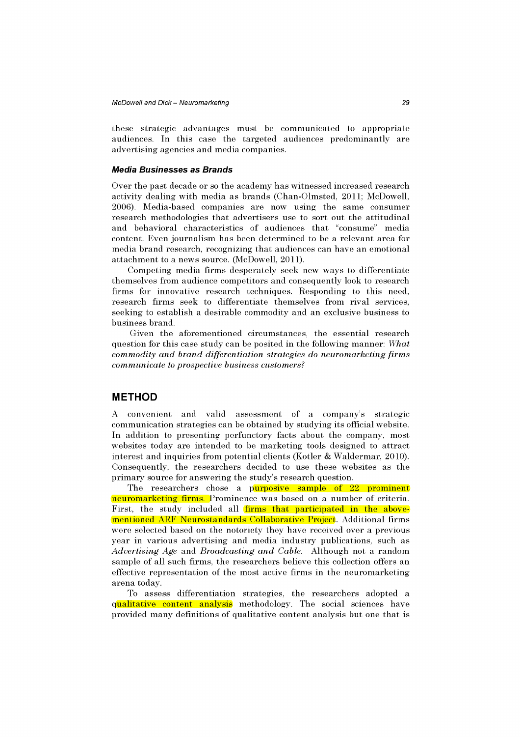these strategic advantages must be communicated to appropriate audiences. In this case the targeted audiences predominantly are advertising agencies and media companies.

### *Media Businesses as Brands*

Over the past decade or so the academy has witnessed increased research activity dealing with media as brands (Chan-Olmsted, 2011; McDowell, 2006). Media-based companies are now using the same consumer research methodologies that advertisers use to sort out the attitudinal and behavioral characteristics of audiences that "consume" media content. Even journalism has been determined to be a relevant area for media brand research, recognizing that audiences can have an emotional attachment to a news source. (McDowell, 2011).

Competing media firms desperately seek new ways to differentiate themselves from audience competitors and consequently look to research firms for innovative research techniques. Responding to this need, research firms seek to differentiate themselves from rival services, seeking to establish a desirable commodity and an exclusive business to business brand.

Given the aforementioned circumstances, the essential research question for this case study can be posited in the following manner: *What commodity and brand differentiation strategies do neuromarketing firms communicate to prospective business customers?*

## METHOD

A convenient and valid assessment of a company's strategic communication strategies can be obtained by studying its official website. In addition to presenting perfunctory facts about the company, most websites today are intended to be marketing tools designed to attract interest and inquiries from potential clients (Kotler & Waldermar, 2010). Consequently, the researchers decided to use these websites as the primary source for answering the study's research question.

The researchers chose a purposive sample of 22 prominent neuromarketing firms. Prominence was based on a number of criteria. First, the study included all firms that participated in the above-mentioned ARF Neurostandards Collaborative Project. Additional firms were selected based on the notoriety they have received over a previous year in various advertising and media industry publications, such as *Advertising Age* and *Broadcasting and Cable*. Although not a random sample of all such firms, the researchers believe this collection offers an effective representation of the most active firms in the neuromarketing arena today.

To assess differentiation strategies, the researchers adopted a qualitative content analysis methodology. The social sciences have provided many definitions of qualitative content analysis but one that is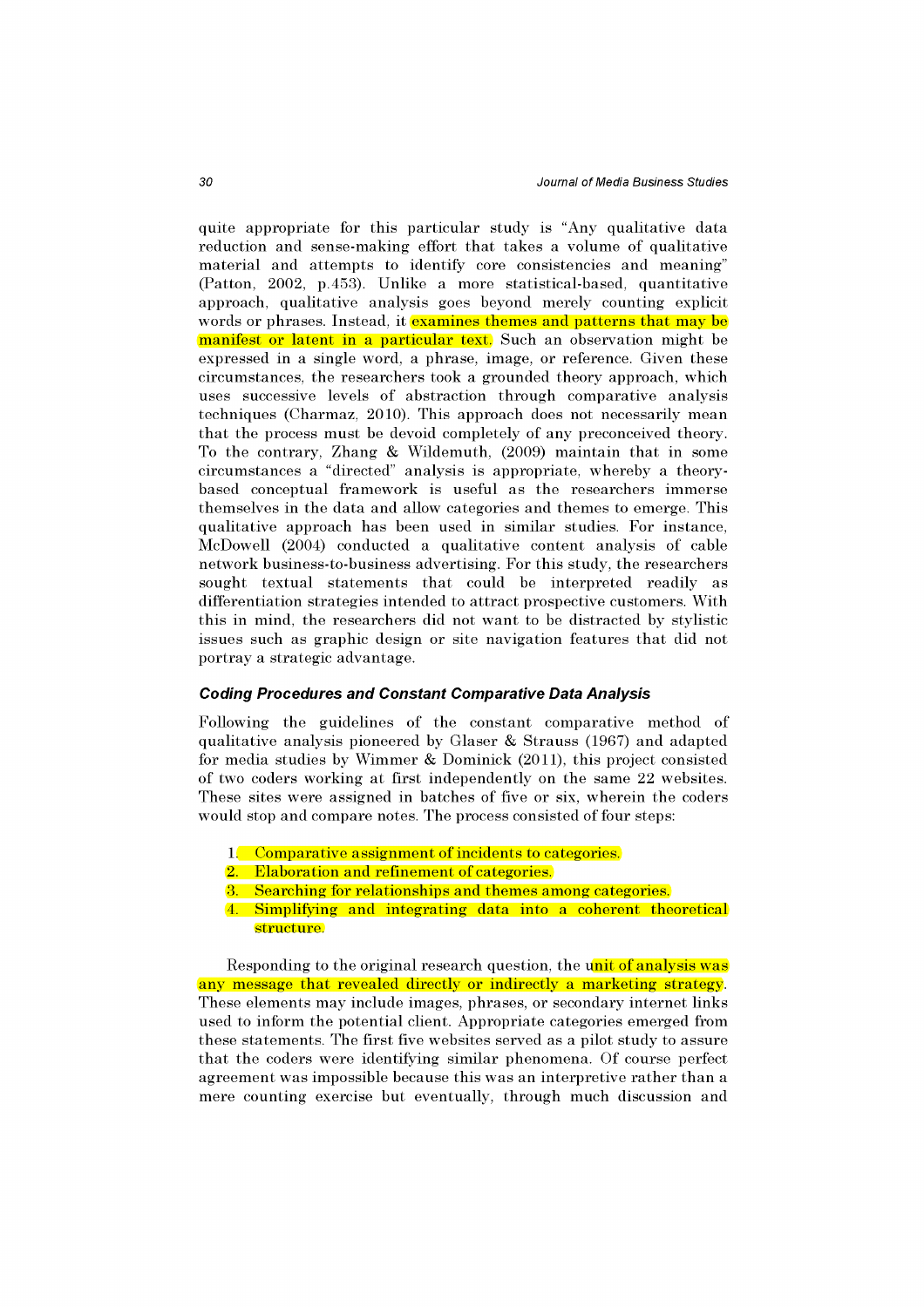quite appropriate for this particular study is "Any qualitative data reduction and sense-making effort that takes a volume of qualitative material and attempts to identify core consistencies and meaning" (Patton, 2002, p.453). Unlike a more statistical-based, quantitative approach, qualitative analysis goes beyond merely counting explicit words or phrases. Instead, it examines themes and patterns that may be manifest or latent in a particular text. Such an observation might be expressed in a single word, a phrase, image, or reference. Given these circumstances, the researchers took a grounded theory approach, which uses successive levels of abstraction through comparative analysis techniques (Charmaz, 2010). This approach does not necessarily mean that the process must be devoid completely of any preconceived theory. To the contrary, Zhang & Wildemuth, (2009) maintain that in some circumstances a "directed" analysis is appropriate, whereby a theory-based conceptual framework is useful as the researchers immerse themselves in the data and allow categories and themes to emerge. This qualitative approach has been used in similar studies. For instance, McDowell (2004) conducted a qualitative content analysis of cable network business-to-business advertising. For this study, the researchers sought textual statements that could be interpreted readily as differentiation strategies intended to attract prospective customers. With this in mind, the researchers did not want to be distracted by stylistic issues such as graphic design or site navigation features that did not portray a strategic advantage.

### Coding Procedures and Constant Comparative Data Analysis

Following the guidelines of the constant comparative method of qualitative analysis pioneered by Glaser & Strauss (1967) and adapted for media studies by Wimmer & Dominick (2011), this project consisted of two coders working at first independently on the same 22 websites. These sites were assigned in batches of five or six, wherein the coders would stop and compare notes. The process consisted of four steps:

1. Comparative assignment of incidents to categories.
2. Elaboration and refinement of categories.
3. Searching for relationships and themes among categories.
4. Simplifying and integrating data into a coherent theoretical structure.

Responding to the original research question, the unit of analysis was any message that revealed directly or indirectly a marketing strategy. These elements may include images, phrases, or secondary internet links used to inform the potential client. Appropriate categories emerged from these statements. The first five websites served as a pilot study to assure that the coders were identifying similar phenomena. Of course perfect agreement was impossible because this was an interpretive rather than a mere counting exercise but eventually, through much discussion and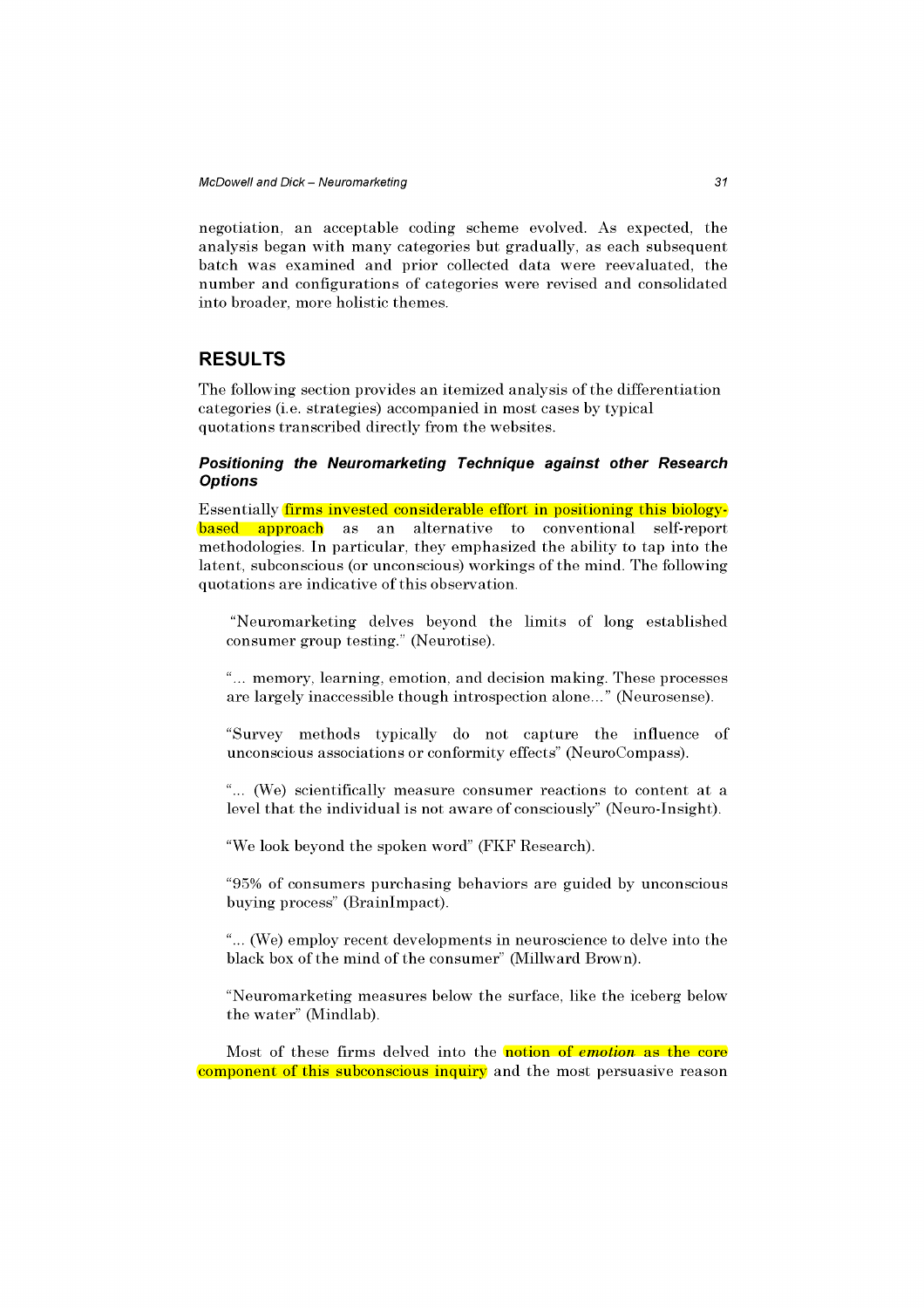negotiation, an acceptable coding scheme evolved. As expected, the analysis began with many categories but gradually, as each subsequent batch was examined and prior collected data were reevaluated, the number and configurations of categories were revised and consolidated into broader, more holistic themes.

## RESULTS

The following section provides an itemized analysis of the differentiation categories (i.e. strategies) accompanied in most cases by typical quotations transcribed directly from the websites.

### *Positioning the Neuromarketing Technique against other Research Options*

Essentially firms invested considerable effort in positioning this biology-based approach as an alternative to conventional self-report methodologies. In particular, they emphasized the ability to tap into the latent, subconscious (or unconscious) workings of the mind. The following quotations are indicative of this observation.

> "Neuromarketing delves beyond the limits of long established consumer group testing." (Neurotise).
>
> "... memory, learning, emotion, and decision making. These processes are largely inaccessible though introspection alone..." (Neurosense).
>
> "Survey methods typically do not capture the influence of unconscious associations or conformity effects" (NeuroCompass).
>
> "... (We) scientifically measure consumer reactions to content at a level that the individual is not aware of consciously" (Neuro-Insight).
>
> "We look beyond the spoken word" (FKF Research).
>
> "95% of consumers purchasing behaviors are guided by unconscious buying process" (BrainImpact).
>
> "... (We) employ recent developments in neuroscience to delve into the black box of the mind of the consumer" (Millward Brown).
>
> "Neuromarketing measures below the surface, like the iceberg below the water" (Mindlab).

Most of these firms delved into the notion of *emotion* as the core component of this subconscious inquiry and the most persuasive reason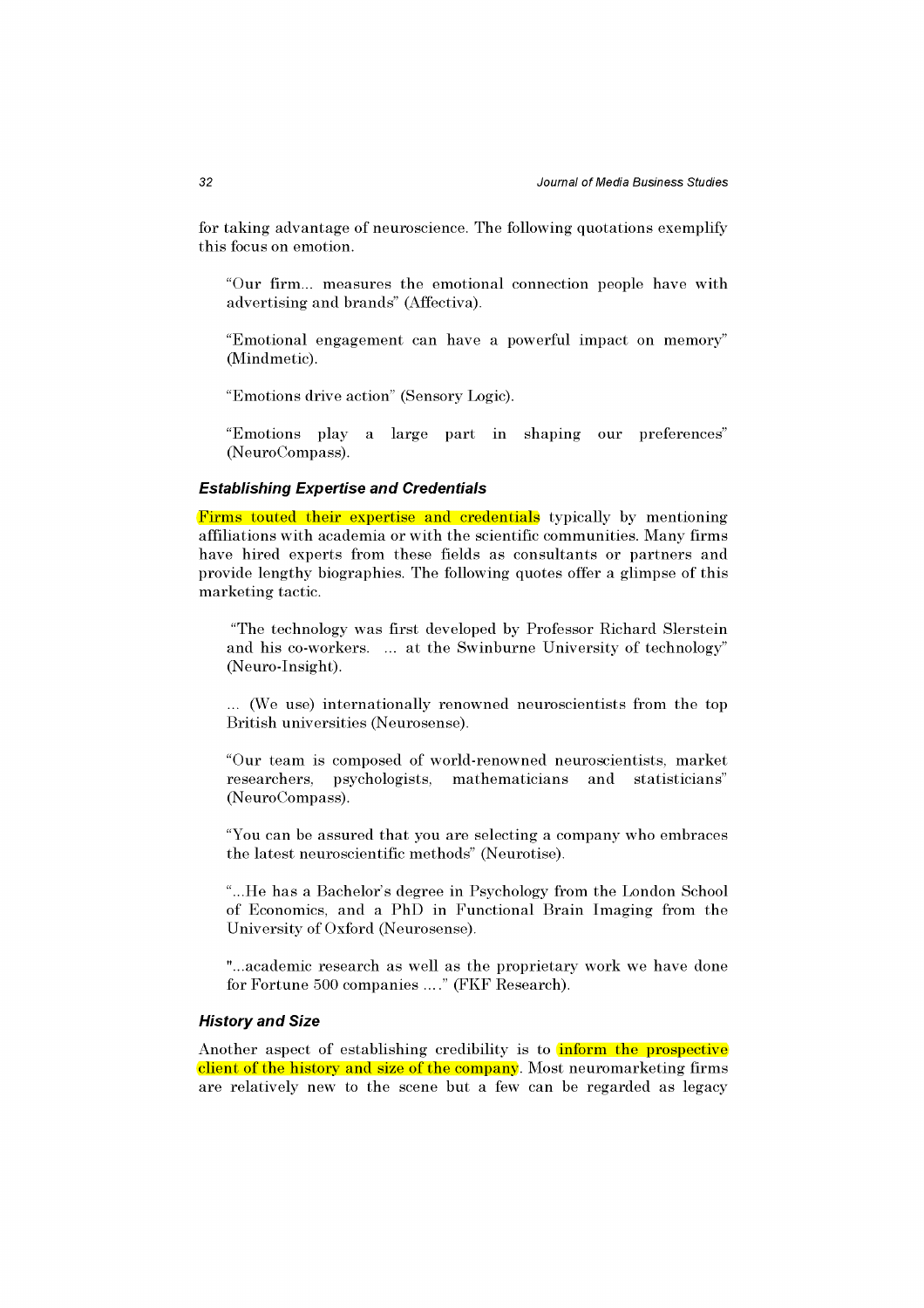for taking advantage of neuroscience. The following quotations exemplify this focus on emotion.

> "Our firm... measures the emotional connection people have with advertising and brands" (Affectiva).

> "Emotional engagement can have a powerful impact on memory" (Mindmetic).

> "Emotions drive action" (Sensory Logic).

> "Emotions play a large part in shaping our preferences" (NeuroCompass).

### *Establishing Expertise and Credentials*

Firms touted their expertise and credentials typically by mentioning affiliations with academia or with the scientific communities. Many firms have hired experts from these fields as consultants or partners and provide lengthy biographies. The following quotes offer a glimpse of this marketing tactic.

> "The technology was first developed by Professor Richard Slerstein and his co-workers. ... at the Swinburne University of technology" (Neuro-Insight).

> ... (We use) internationally renowned neuroscientists from the top British universities (Neurosense).

> "Our team is composed of world-renowned neuroscientists, market researchers, psychologists, mathematicians and statisticians" (NeuroCompass).

> "You can be assured that you are selecting a company who embraces the latest neuroscientific methods" (Neurotise).

> "...He has a Bachelor's degree in Psychology from the London School of Economics, and a PhD in Functional Brain Imaging from the University of Oxford (Neurosense).

> "...academic research as well as the proprietary work we have done for Fortune 500 companies ...." (FKF Research).

### *History and Size*

Another aspect of establishing credibility is to inform the prospective client of the history and size of the company. Most neuromarketing firms are relatively new to the scene but a few can be regarded as legacy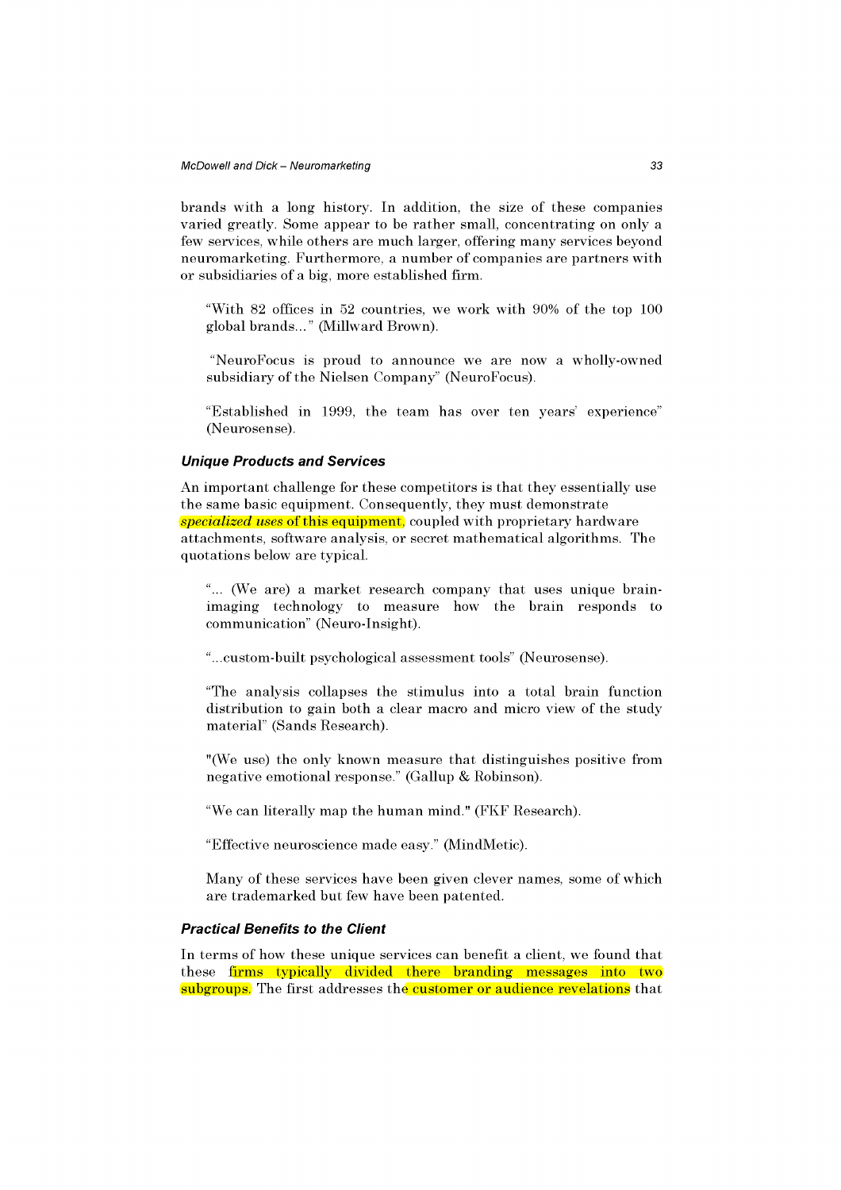brands with a long history. In addition, the size of these companies varied greatly. Some appear to be rather small, concentrating on only a few services, while others are much larger, offering many services beyond neuromarketing. Furthermore, a number of companies are partners with or subsidiaries of a big, more established firm.

> "With 82 offices in 52 countries, we work with 90% of the top 100 global brands…" (Millward Brown).

> "NeuroFocus is proud to announce we are now a wholly-owned subsidiary of the Nielsen Company" (NeuroFocus).

> "Established in 1999, the team has over ten years' experience" (Neurosense).

### Unique Products and Services

An important challenge for these competitors is that they essentially use the same basic equipment. Consequently, they must demonstrate *specialized uses* of this equipment, coupled with proprietary hardware attachments, software analysis, or secret mathematical algorithms. The quotations below are typical.

> "… (We are) a market research company that uses unique brain-imaging technology to measure how the brain responds to communication" (Neuro-Insight).

> "…custom-built psychological assessment tools" (Neurosense).

> "The analysis collapses the stimulus into a total brain function distribution to gain both a clear macro and micro view of the study material" (Sands Research).

> "(We use) the only known measure that distinguishes positive from negative emotional response." (Gallup & Robinson).

> "We can literally map the human mind." (FKF Research).

> "Effective neuroscience made easy." (MindMetic).

> Many of these services have been given clever names, some of which are trademarked but few have been patented.

### Practical Benefits to the Client

In terms of how these unique services can benefit a client, we found that these firms typically divided there branding messages into two subgroups. The first addresses the customer or audience revelations that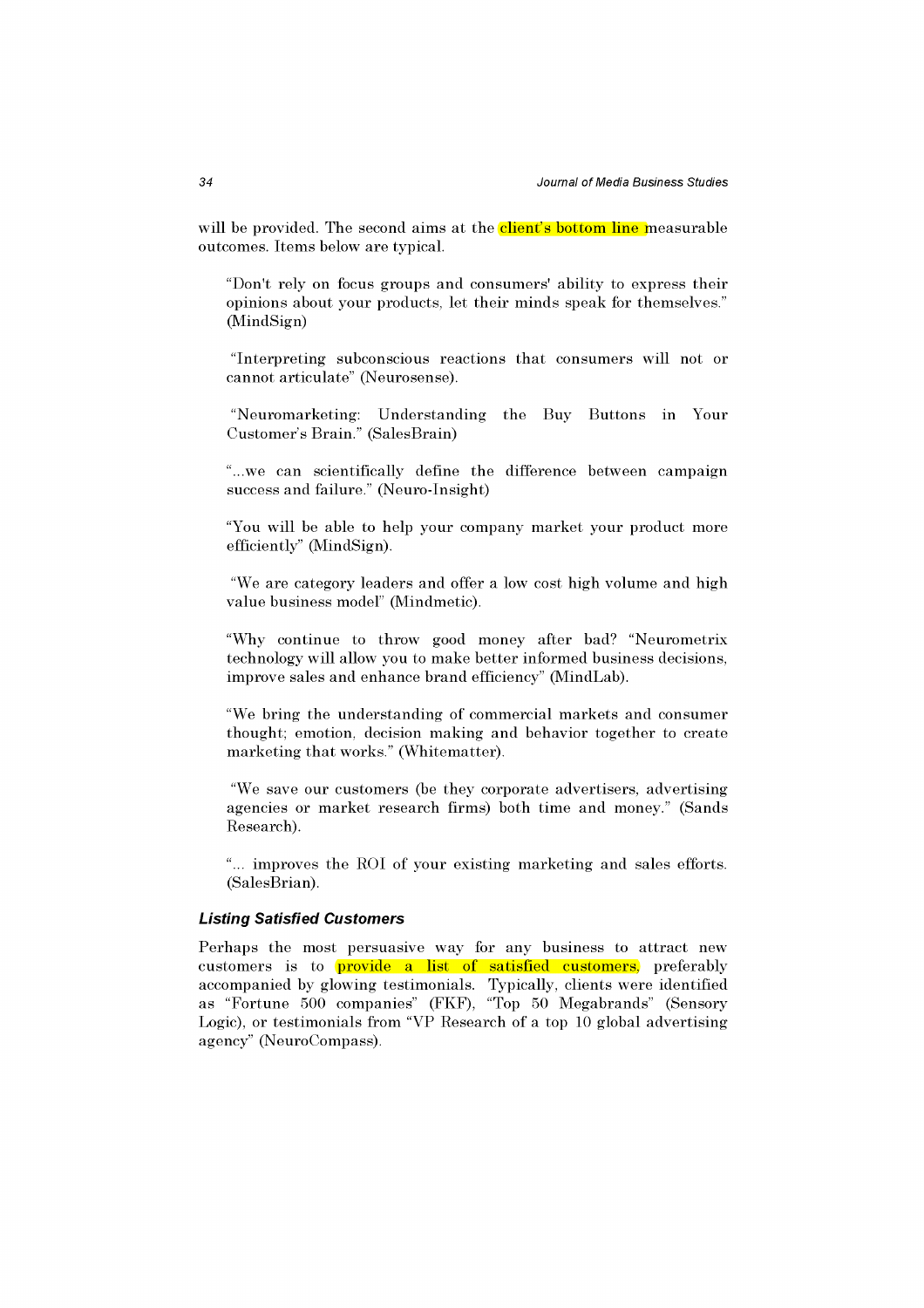will be provided. The second aims at the client's bottom line measurable outcomes. Items below are typical.

> "Don't rely on focus groups and consumers' ability to express their opinions about your products, let their minds speak for themselves." (MindSign)

> "Interpreting subconscious reactions that consumers will not or cannot articulate" (Neurosense).

> "Neuromarketing: Understanding the Buy Buttons in Your Customer's Brain." (SalesBrain)

> "...we can scientifically define the difference between campaign success and failure." (Neuro-Insight)

> "You will be able to help your company market your product more efficiently" (MindSign).

> "We are category leaders and offer a low cost high volume and high value business model" (Mindmetic).

> "Why continue to throw good money after bad? "Neurometrix technology will allow you to make better informed business decisions, improve sales and enhance brand efficiency" (MindLab).

> "We bring the understanding of commercial markets and consumer thought; emotion, decision making and behavior together to create marketing that works." (Whitematter).

> "We save our customers (be they corporate advertisers, advertising agencies or market research firms) both time and money." (Sands Research).

> "... improves the ROI of your existing marketing and sales efforts. (SalesBrian).

### *Listing Satisfied Customers*

Perhaps the most persuasive way for any business to attract new customers is to provide a list of satisfied customers, preferably accompanied by glowing testimonials. Typically, clients were identified as "Fortune 500 companies" (FKF), "Top 50 Megabrands" (Sensory Logic), or testimonials from "VP Research of a top 10 global advertising agency" (NeuroCompass).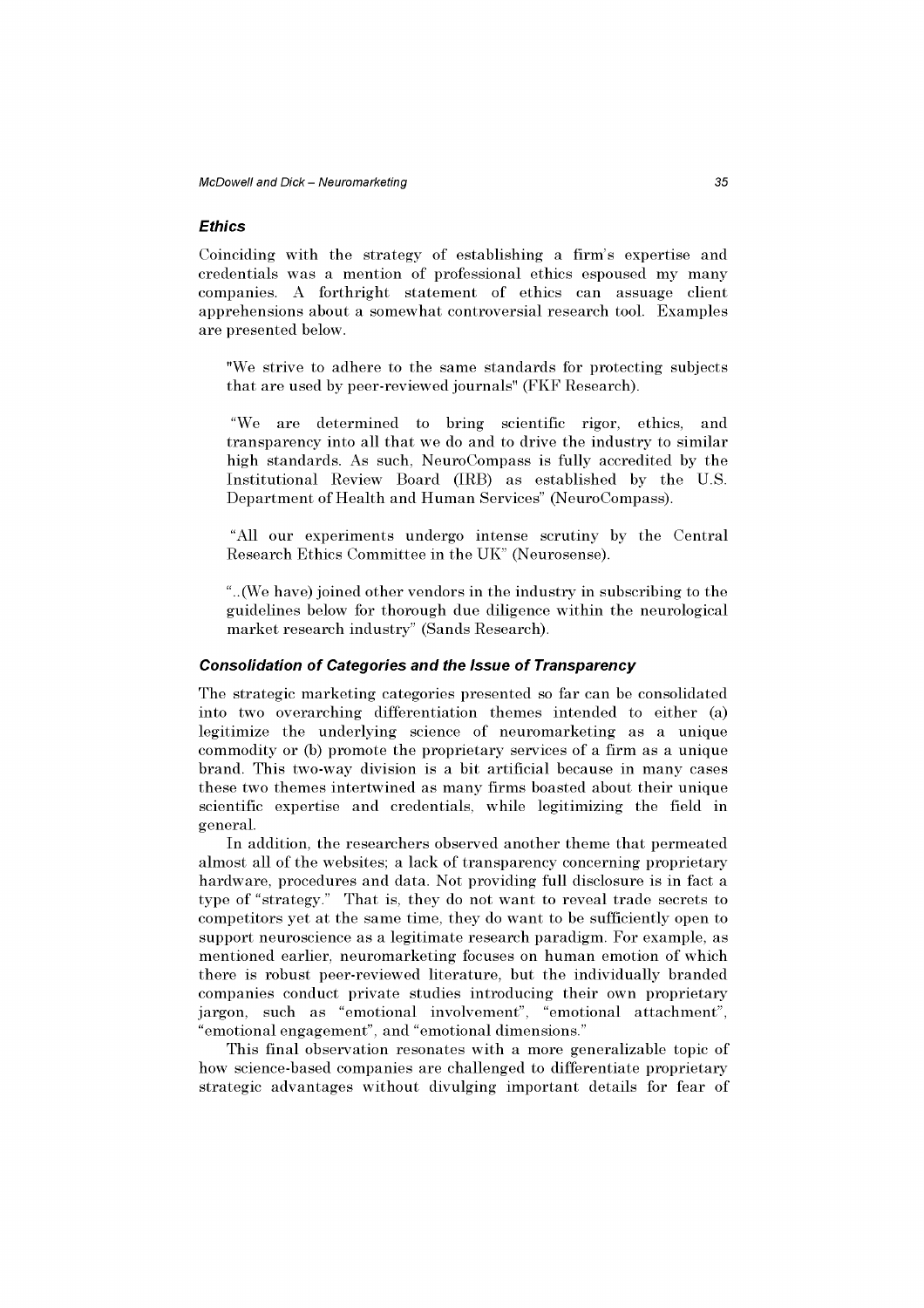### *Ethics*

Coinciding with the strategy of establishing a firm's expertise and credentials was a mention of professional ethics espoused my many companies. A forthright statement of ethics can assuage client apprehensions about a somewhat controversial research tool. Examples are presented below.

> "We strive to adhere to the same standards for protecting subjects that are used by peer-reviewed journals" (FKF Research).

> "We are determined to bring scientific rigor, ethics, and transparency into all that we do and to drive the industry to similar high standards. As such, NeuroCompass is fully accredited by the Institutional Review Board (IRB) as established by the U.S. Department of Health and Human Services" (NeuroCompass).

> "All our experiments undergo intense scrutiny by the Central Research Ethics Committee in the UK" (Neurosense).

> "..(We have) joined other vendors in the industry in subscribing to the guidelines below for thorough due diligence within the neurological market research industry" (Sands Research).

### *Consolidation of Categories and the Issue of Transparency*

The strategic marketing categories presented so far can be consolidated into two overarching differentiation themes intended to either (a) legitimize the underlying science of neuromarketing as a unique commodity or (b) promote the proprietary services of a firm as a unique brand. This two-way division is a bit artificial because in many cases these two themes intertwined as many firms boasted about their unique scientific expertise and credentials, while legitimizing the field in general.

In addition, the researchers observed another theme that permeated almost all of the websites; a lack of transparency concerning proprietary hardware, procedures and data. Not providing full disclosure is in fact a type of "strategy." That is, they do not want to reveal trade secrets to competitors yet at the same time, they do want to be sufficiently open to support neuroscience as a legitimate research paradigm. For example, as mentioned earlier, neuromarketing focuses on human emotion of which there is robust peer-reviewed literature, but the individually branded companies conduct private studies introducing their own proprietary jargon, such as "emotional involvement", "emotional attachment", "emotional engagement", and "emotional dimensions."

This final observation resonates with a more generalizable topic of how science-based companies are challenged to differentiate proprietary strategic advantages without divulging important details for fear of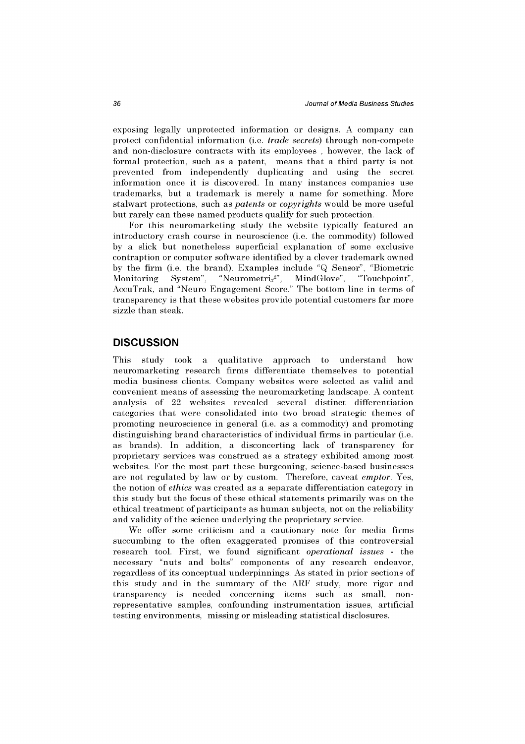exposing legally unprotected information or designs. A company can protect confidential information (i.e. *trade secrets*) through non-compete and non-disclosure contracts with its employees , however, the lack of formal protection, such as a patent, means that a third party is not prevented from independently duplicating and using the secret information once it is discovered. In many instances companies use trademarks, but a trademark is merely a name for something. More stalwart protections, such as *patents* or *copyrights* would be more useful but rarely can these named products qualify for such protection.

For this neuromarketing study the website typically featured an introductory crash course in neuroscience (i.e. the commodity) followed by a slick but nonetheless superficial explanation of some exclusive contraption or computer software identified by a clever trademark owned by the firm (i.e. the brand). Examples include "Q Sensor", "Biometric Monitoring System", "Neurometrix$^2$", MindGlove", "Touchpoint", AccuTrak, and "Neuro Engagement Score." The bottom line in terms of transparency is that these websites provide potential customers far more sizzle than steak.

## DISCUSSION

This study took a qualitative approach to understand how neuromarketing research firms differentiate themselves to potential media business clients. Company websites were selected as valid and convenient means of assessing the neuromarketing landscape. A content analysis of 22 websites revealed several distinct differentiation categories that were consolidated into two broad strategic themes of promoting neuroscience in general (i.e. as a commodity) and promoting distinguishing brand characteristics of individual firms in particular (i.e. as brands). In addition, a disconcerting lack of transparency for proprietary services was construed as a strategy exhibited among most websites. For the most part these burgeoning, science-based businesses are not regulated by law or by custom. Therefore, caveat *emptor*. Yes, the notion of *ethics* was created as a separate differentiation category in this study but the focus of these ethical statements primarily was on the ethical treatment of participants as human subjects, not on the reliability and validity of the science underlying the proprietary service.

We offer some criticism and a cautionary note for media firms succumbing to the often exaggerated promises of this controversial research tool. First, we found significant *operational issues* - the necessary "nuts and bolts" components of any research endeavor, regardless of its conceptual underpinnings. As stated in prior sections of this study and in the summary of the ARF study, more rigor and transparency is needed concerning items such as small, non-representative samples, confounding instrumentation issues, artificial testing environments, missing or misleading statistical disclosures.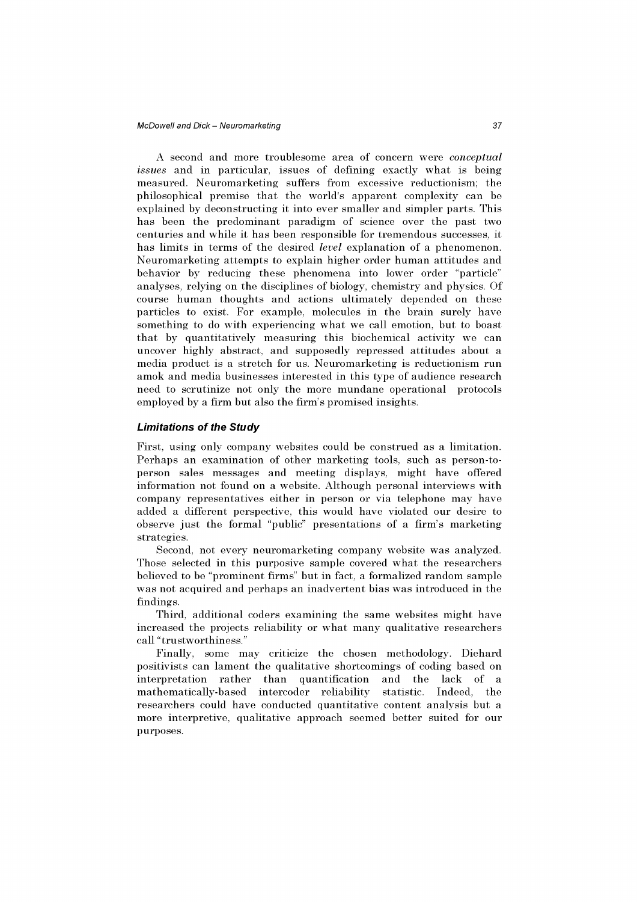A second and more troublesome area of concern were *conceptual issues* and in particular, issues of defining exactly what is being measured. Neuromarketing suffers from excessive reductionism; the philosophical premise that the world's apparent complexity can be explained by deconstructing it into ever smaller and simpler parts. This has been the predominant paradigm of science over the past two centuries and while it has been responsible for tremendous successes, it has limits in terms of the desired *level* explanation of a phenomenon. Neuromarketing attempts to explain higher order human attitudes and behavior by reducing these phenomena into lower order "particle" analyses, relying on the disciplines of biology, chemistry and physics. Of course human thoughts and actions ultimately depended on these particles to exist. For example, molecules in the brain surely have something to do with experiencing what we call emotion, but to boast that by quantitatively measuring this biochemical activity we can uncover highly abstract, and supposedly repressed attitudes about a media product is a stretch for us. Neuromarketing is reductionism run amok and media businesses interested in this type of audience research need to scrutinize not only the more mundane operational protocols employed by a firm but also the firm's promised insights.

### *Limitations of the Study*

First, using only company websites could be construed as a limitation. Perhaps an examination of other marketing tools, such as person-to-person sales messages and meeting displays, might have offered information not found on a website. Although personal interviews with company representatives either in person or via telephone may have added a different perspective, this would have violated our desire to observe just the formal "public" presentations of a firm's marketing strategies.

Second, not every neuromarketing company website was analyzed. Those selected in this purposive sample covered what the researchers believed to be "prominent firms" but in fact, a formalized random sample was not acquired and perhaps an inadvertent bias was introduced in the findings.

Third, additional coders examining the same websites might have increased the projects reliability or what many qualitative researchers call "trustworthiness."

Finally, some may criticize the chosen methodology. Diehard positivists can lament the qualitative shortcomings of coding based on interpretation rather than quantification and the lack of a mathematically-based intercoder reliability statistic. Indeed, the researchers could have conducted quantitative content analysis but a more interpretive, qualitative approach seemed better suited for our purposes.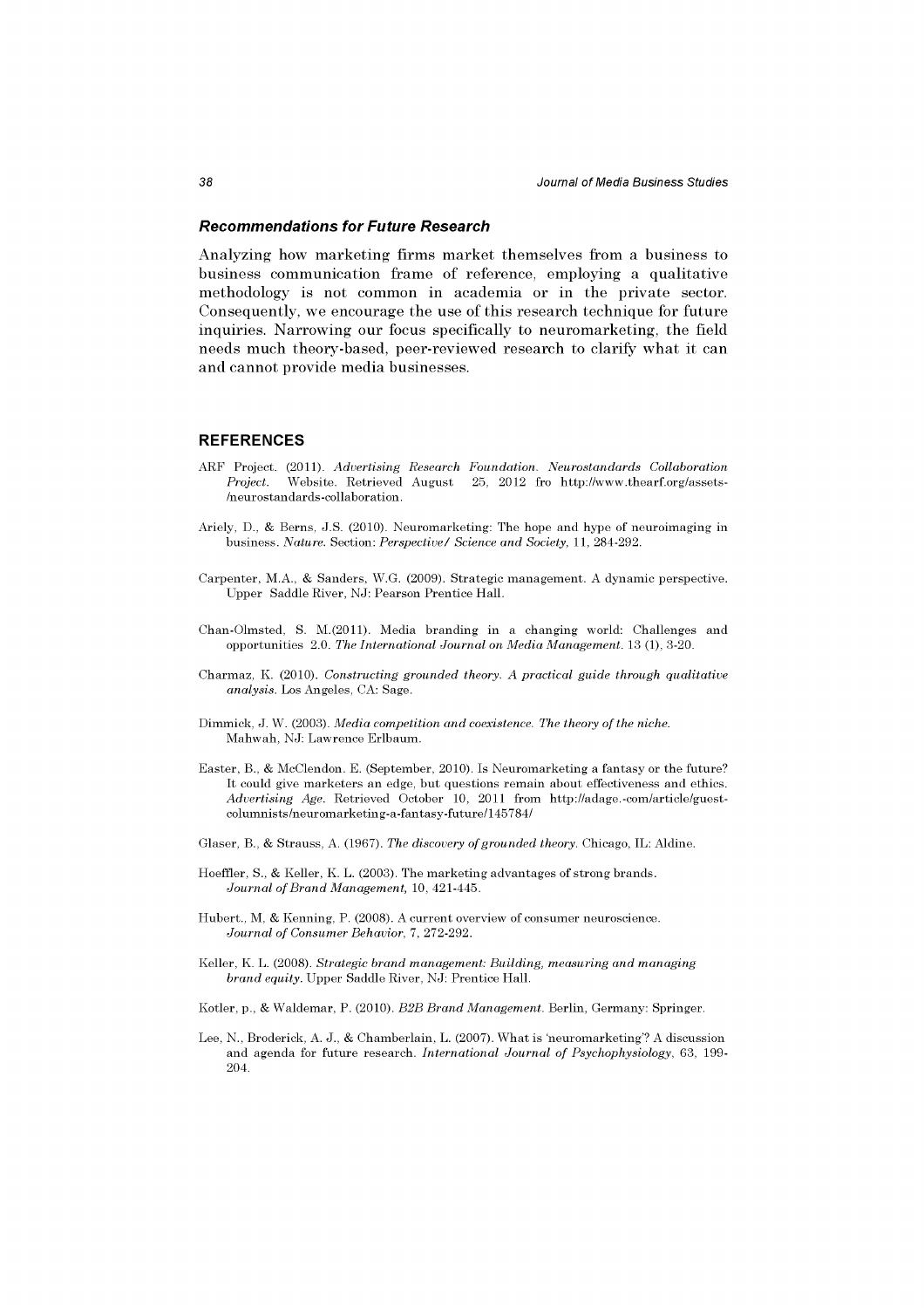### *Recommendations for Future Research*

Analyzing how marketing firms market themselves from a business to business communication frame of reference, employing a qualitative methodology is not common in academia or in the private sector. Consequently, we encourage the use of this research technique for future inquiries. Narrowing our focus specifically to neuromarketing, the field needs much theory-based, peer-reviewed research to clarify what it can and cannot provide media businesses.

## REFERENCES

ARF Project. (2011). *Advertising Research Foundation. Neurostandards Collaboration Project.* Website. Retrieved August 25, 2012 fro http://www.thearf.org/assets-/neurostandards-collaboration.

Ariely, D., & Berns, J.S. (2010). Neuromarketing: The hope and hype of neuroimaging in business. *Nature.* Section: *Perspective/ Science and Society,* 11, 284-292.

Carpenter, M.A., & Sanders, W.G. (2009). Strategic management. A dynamic perspective. Upper Saddle River, NJ: Pearson Prentice Hall.

Chan-Olmsted, S. M.(2011). Media branding in a changing world: Challenges and opportunities 2.0. *The International Journal on Media Management.* 13 (1), 3-20.

Charmaz, K. (2010). *Constructing grounded theory. A practical guide through qualitative analysis.* Los Angeles, CA: Sage.

Dimmick, J. W. (2003). *Media competition and coexistence. The theory of the niche.* Mahwah, NJ: Lawrence Erlbaum.

Easter, B., & McClendon. E. (September, 2010). Is Neuromarketing a fantasy or the future? It could give marketers an edge, but questions remain about effectiveness and ethics. *Advertising Age.* Retrieved October 10, 2011 from http://adage.-com/article/guest-columnists/neuromarketing-a-fantasy-future/145784/

Glaser, B., & Strauss, A. (1967). *The discovery of grounded theory.* Chicago, IL: Aldine.

Hoeffler, S., & Keller, K. L. (2003). The marketing advantages of strong brands. *Journal of Brand Management,* 10, 421-445.

Hubert., M, & Kenning, P. (2008). A current overview of consumer neuroscience. *Journal of Consumer Behavior,* 7, 272-292.

Keller, K. L. (2008). *Strategic brand management: Building, measuring and managing brand equity.* Upper Saddle River, NJ: Prentice Hall.

Kotler, p., & Waldemar, P. (2010). *B2B Brand Management.* Berlin, Germany: Springer.

Lee, N., Broderick, A. J., & Chamberlain, L. (2007). What is 'neuromarketing'? A discussion and agenda for future research. *International Journal of Psychophysiology,* 63, 199-204.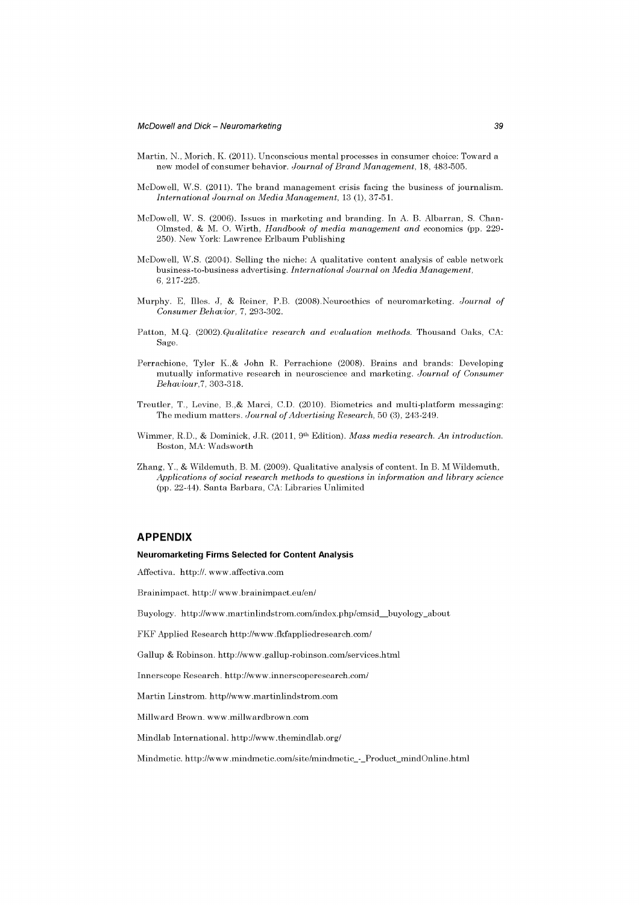Martin, N., Morich, K. (2011). Unconscious mental processes in consumer choice: Toward a new model of consumer behavior. *Journal of Brand Management*, 18, 483-505.

McDowell, W.S. (2011). The brand management crisis facing the business of journalism. *International Journal on Media Management*, 13 (1), 37-51.

McDowell, W. S. (2006). Issues in marketing and branding. In A. B. Albarran, S. Chan-Olmsted, & M. O. Wirth, *Handbook of media management and economics* (pp. 229-250). New York: Lawrence Erlbaum Publishing

McDowell, W.S. (2004). Selling the niche: A qualitative content analysis of cable network business-to-business advertising. *International Journal on Media Management*, 6, 217-225.

Murphy. E, Illes. J, & Reiner, P.B. (2008).Neuroethics of neuromarketing. *Journal of Consumer Behavior*, 7, 293-302.

Patton, M.Q. (2002).*Qualitative research and evaluation methods*. Thousand Oaks, CA: Sage.

Perrachione, Tyler K.,& John R. Perrachione (2008). Brains and brands: Developing mutually informative research in neuroscience and marketing. *Journal of Consumer Behaviour*,7, 303-318.

Treutler, T., Levine, B.,& Marci, C.D. (2010). Biometrics and multi-platform messaging: The medium matters. *Journal of Advertising Research*, 50 (3), 243-249.

Wimmer, R.D., & Dominick, J.R. (2011, 9th Edition). *Mass media research. An introduction*. Boston, MA: Wadsworth

Zhang, Y., & Wildemuth, B. M. (2009). Qualitative analysis of content. In B. M Wildemuth, *Applications of social research methods to questions in information and library science* (pp. 22-44). Santa Barbara, CA: Libraries Unlimited

## APPENDIX

### Neuromarketing Firms Selected for Content Analysis

Affectiva. http://. www.affectiva.com

Brainimpact. http:// www.brainimpact.eu/en/

Buyology. http://www.martinlindstrom.com/index.php/cmsid__buyology_about

FKF Applied Research http://www.fkfappliedresearch.com/

Gallup & Robinson. http://www.gallup-robinson.com/services.html

Innerscope Research. http://www.innerscoperesearch.com/

Martin Linstrom. http//www.martinlindstrom.com

Millward Brown. www.millwardbrown.com

Mindlab International. http://www.themindlab.org/

Mindmetic. http://www.mindmetic.com/site/mindmetic_-_Product_mindOnline.html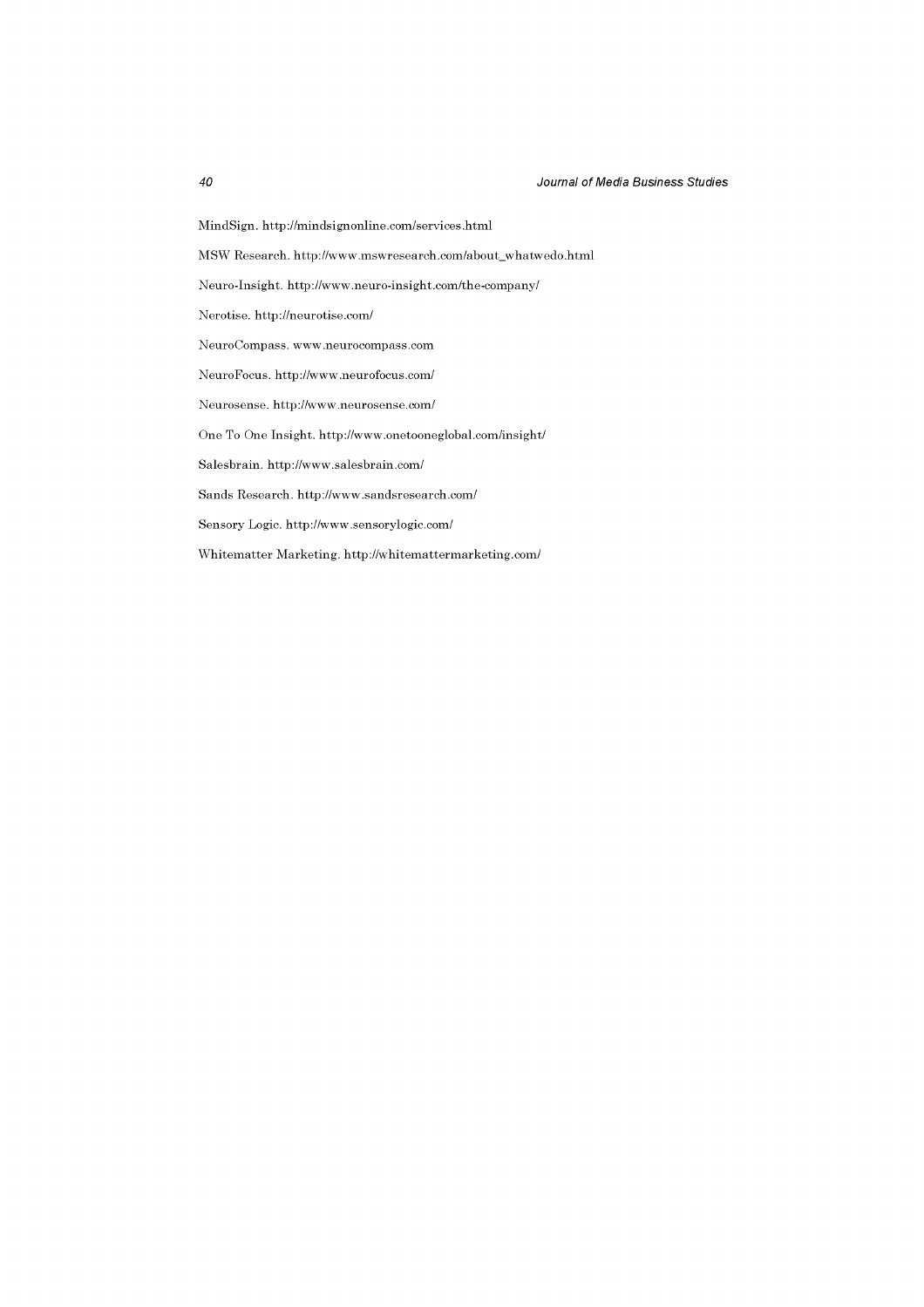MindSign. http://mindsignonline.com/services.html

MSW Research. http://www.mswresearch.com/about_whatwedo.html

Neuro-Insight. http://www.neuro-insight.com/the-company/

Nerotise. http://neurotise.com/

NeuroCompass. www.neurocompass.com

NeuroFocus. http://www.neurofocus.com/

Neurosense. http://www.neurosense.com/

One To One Insight. http://www.onetooneglobal.com/insight/

Salesbrain. http://www.salesbrain.com/

Sands Research. http://www.sandsresearch.com/

Sensory Logic. http://www.sensorylogic.com/

Whitematter Marketing. http://whitemattermarketing.com/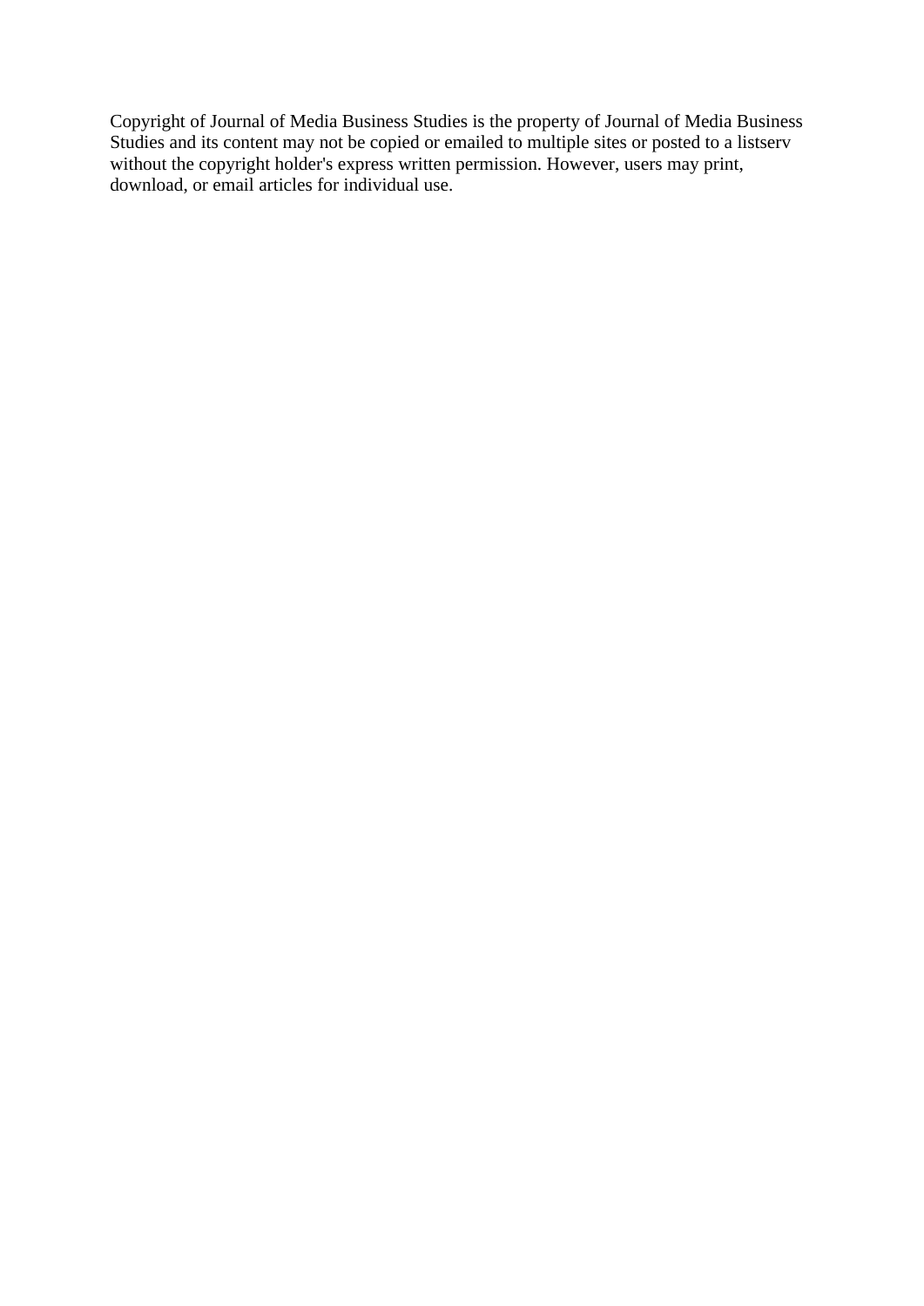Copyright of Journal of Media Business Studies is the property of Journal of Media Business Studies and its content may not be copied or emailed to multiple sites or posted to a listserv without the copyright holder's express written permission. However, users may print, download, or email articles for individual use.